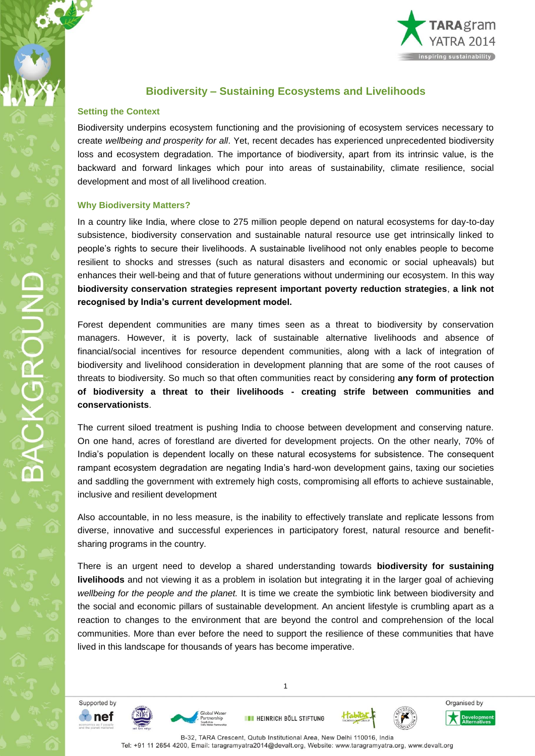# Biodiversity – Sustaining Ecosystems and Livelihoods

## Setting the Context

Biodiversity underpins ecosystem functioning and the provisioning of ecosystem services necessary to create *wellbeing and prosperity for all*. Yet, recent decades has experienced unprecedented biodiversity loss and ecosystem degradation. The importance of biodiversity, apart from its intrinsic value, is the backward and forward linkages which pour into areas of sustainability, climate resilience, social development and most of all livelihood creation.

## Why Biodiversity Matters?

In a country like India, where close to 275 million people depend on natural ecosystems for day-to-day subsistence, biodiversity conservation and sustainable natural resource use get intrinsically linked to people's rights to secure their livelihoods. A sustainable livelihood not only enables people to become resilient to shocks and stresses (such as natural disasters and economic or social upheavals) but enhances their well-being and that of future generations without undermining our ecosystem. In this way **biodiversity conservation strategies represent important poverty reduction strategies**, **a link not recognised by India's current development model.**

Forest dependent communities are many times seen as a threat to biodiversity by conservation managers. However, it is poverty, lack of sustainable alternative livelihoods and absence of financial/social incentives for resource dependent communities, along with a lack of integration of biodiversity and livelihood consideration in development planning that are some of the root causes of threats to biodiversity. So much so that often communities react by considering **any form of protection of biodiversity a threat to their livelihoods - creating strife between communities and conservationists**.

The current siloed treatment is pushing India to choose between development and conserving nature. On one hand, acres of forestland are diverted for development projects. On the other nearly, 70% of India's population is dependent locally on these natural ecosystems for subsistence. The consequent rampant ecosystem degradation are negating India's hard-won development gains, taxing our societies and saddling the government with extremely high costs, compromising all efforts to achieve sustainable, inclusive and resilient development

Also accountable, in no less measure, is the inability to effectively translate and replicate lessons from diverse, innovative and successful experiences in participatory forest, natural resource and benefit-sharing programs in the country.

There is an urgent need to develop a shared understanding towards **biodiversity for sustaining livelihoods** and not viewing it as a problem in isolation but integrating it in the larger goal of achieving *wellbeing for the people and the planet.* It is time we create the symbiotic link between biodiversity and the social and economic pillars of sustainable development. An ancient lifestyle is crumbling apart as a reaction to changes to the environment that are beyond the control and comprehension of the local communities. More than ever before the need to support the resilience of these communities that have lived in this landscape for thousands of years has become imperative.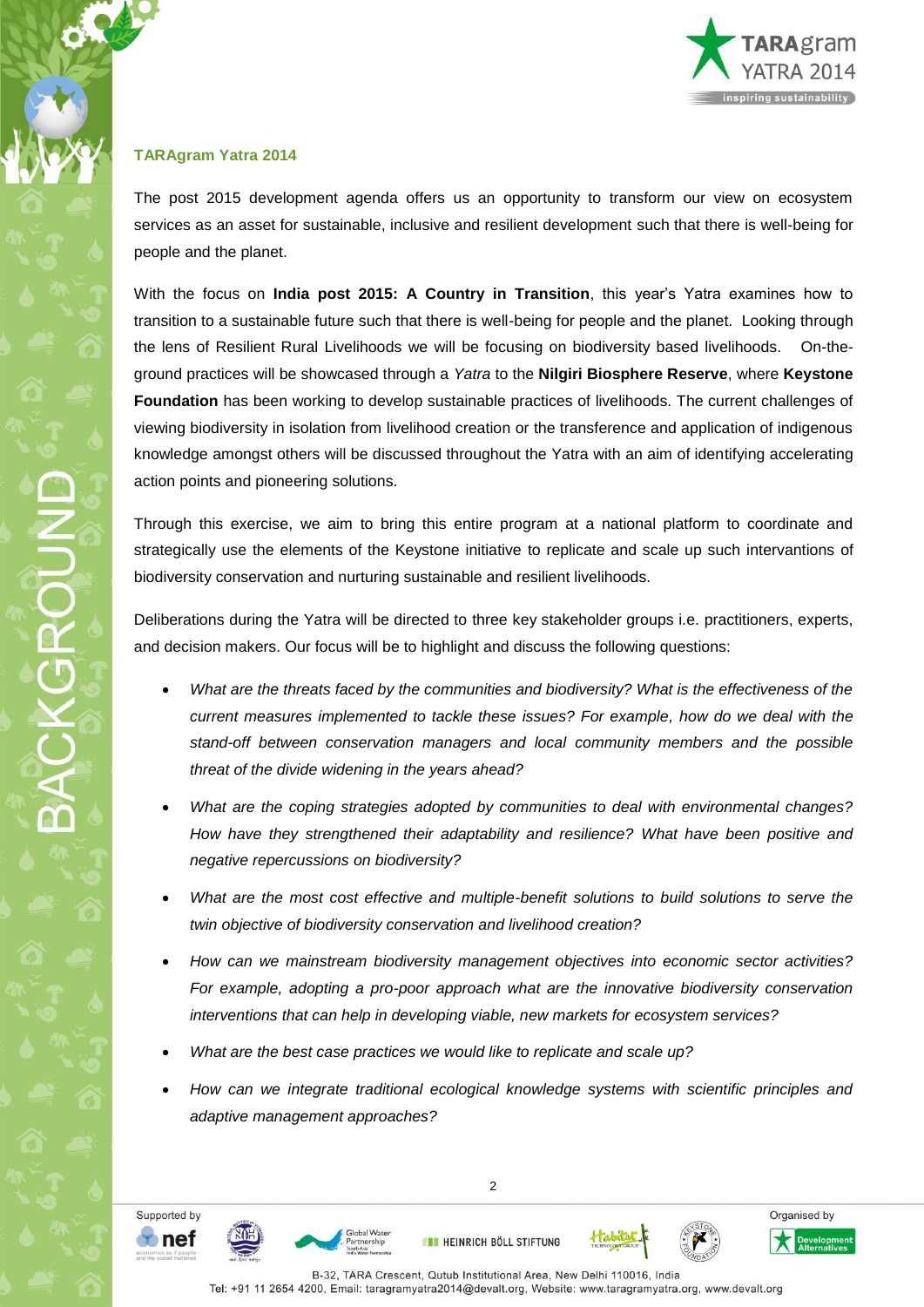## TARAgram Yatra 2014

The post 2015 development agenda offers us an opportunity to transform our view on ecosystem services as an asset for sustainable, inclusive and resilient development such that there is well-being for people and the planet.

With the focus on **India post 2015: A Country in Transition**, this year's Yatra examines how to transition to a sustainable future such that there is well-being for people and the planet. Looking through the lens of Resilient Rural Livelihoods we will be focusing on biodiversity based livelihoods. On-the-ground practices will be showcased through a *Yatra* to the **Nilgiri Biosphere Reserve**, where **Keystone Foundation** has been working to develop sustainable practices of livelihoods. The current challenges of viewing biodiversity in isolation from livelihood creation or the transference and application of indigenous knowledge amongst others will be discussed throughout the Yatra with an aim of identifying accelerating action points and pioneering solutions.

Through this exercise, we aim to bring this entire program at a national platform to coordinate and strategically use the elements of the Keystone initiative to replicate and scale up such interventions of biodiversity conservation and nurturing sustainable and resilient livelihoods.

Deliberations during the Yatra will be directed to three key stakeholder groups i.e. practitioners, experts, and decision makers. Our focus will be to highlight and discuss the following questions:

- *What are the threats faced by the communities and biodiversity? What is the effectiveness of the current measures implemented to tackle these issues? For example, how do we deal with the stand-off between conservation managers and local community members and the possible threat of the divide widening in the years ahead?*
- *What are the coping strategies adopted by communities to deal with environmental changes? How have they strengthened their adaptability and resilience? What have been positive and negative repercussions on biodiversity?*
- *What are the most cost effective and multiple-benefit solutions to build solutions to serve the twin objective of biodiversity conservation and livelihood creation?*
- *How can we mainstream biodiversity management objectives into economic sector activities? For example, adopting a pro-poor approach what are the innovative biodiversity conservation interventions that can help in developing viable, new markets for ecosystem services?*
- *What are the best case practices we would like to replicate and scale up?*
- *How can we integrate traditional ecological knowledge systems with scientific principles and adaptive management approaches?*